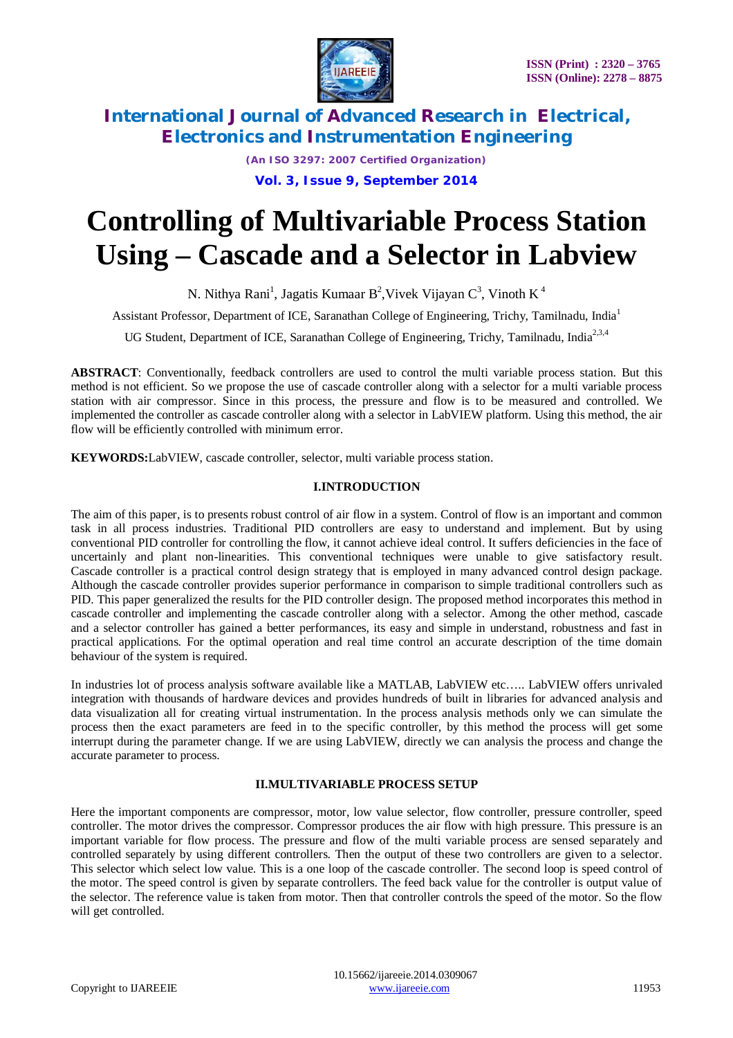# Controlling of Multivariable Process Station Using – Cascade and a Selector in Labview

N. Nithya Rani[1], Jagatis Kumaar B[2], Vivek Vijayan C[3], Vinoth K[4]

Assistant Professor, Department of ICE, Saranathan College of Engineering, Trichy, Tamilnadu, India[1]

UG Student, Department of ICE, Saranathan College of Engineering, Trichy, Tamilnadu, India[2,3,4]

**ABSTRACT**: Conventionally, feedback controllers are used to control the multi variable process station. But this method is not efficient. So we propose the use of cascade controller along with a selector for a multi variable process station with air compressor. Since in this process, the pressure and flow is to be measured and controlled. We implemented the controller as cascade controller along with a selector in LabVIEW platform. Using this method, the air flow will be efficiently controlled with minimum error.

**KEYWORDS:**LabVIEW, cascade controller, selector, multi variable process station.

## I.INTRODUCTION

The aim of this paper, is to presents robust control of air flow in a system. Control of flow is an important and common task in all process industries. Traditional PID controllers are easy to understand and implement. But by using conventional PID controller for controlling the flow, it cannot achieve ideal control. It suffers deficiencies in the face of uncertainly and plant non-linearities. This conventional techniques were unable to give satisfactory result. Cascade controller is a practical control design strategy that is employed in many advanced control design package. Although the cascade controller provides superior performance in comparison to simple traditional controllers such as PID. This paper generalized the results for the PID controller design. The proposed method incorporates this method in cascade controller and implementing the cascade controller along with a selector. Among the other method, cascade and a selector controller has gained a better performances, its easy and simple in understand, robustness and fast in practical applications. For the optimal operation and real time control an accurate description of the time domain behaviour of the system is required.

In industries lot of process analysis software available like a MATLAB, LabVIEW etc….. LabVIEW offers unrivaled integration with thousands of hardware devices and provides hundreds of built in libraries for advanced analysis and data visualization all for creating virtual instrumentation. In the process analysis methods only we can simulate the process then the exact parameters are feed in to the specific controller, by this method the process will get some interrupt during the parameter change. If we are using LabVIEW, directly we can analysis the process and change the accurate parameter to process.

## II.MULTIVARIABLE PROCESS SETUP

Here the important components are compressor, motor, low value selector, flow controller, pressure controller, speed controller. The motor drives the compressor. Compressor produces the air flow with high pressure. This pressure is an important variable for flow process. The pressure and flow of the multi variable process are sensed separately and controlled separately by using different controllers. Then the output of these two controllers are given to a selector. This selector which select low value. This is a one loop of the cascade controller. The second loop is speed control of the motor. The speed control is given by separate controllers. The feed back value for the controller is output value of the selector. The reference value is taken from motor. Then that controller controls the speed of the motor. So the flow will get controlled.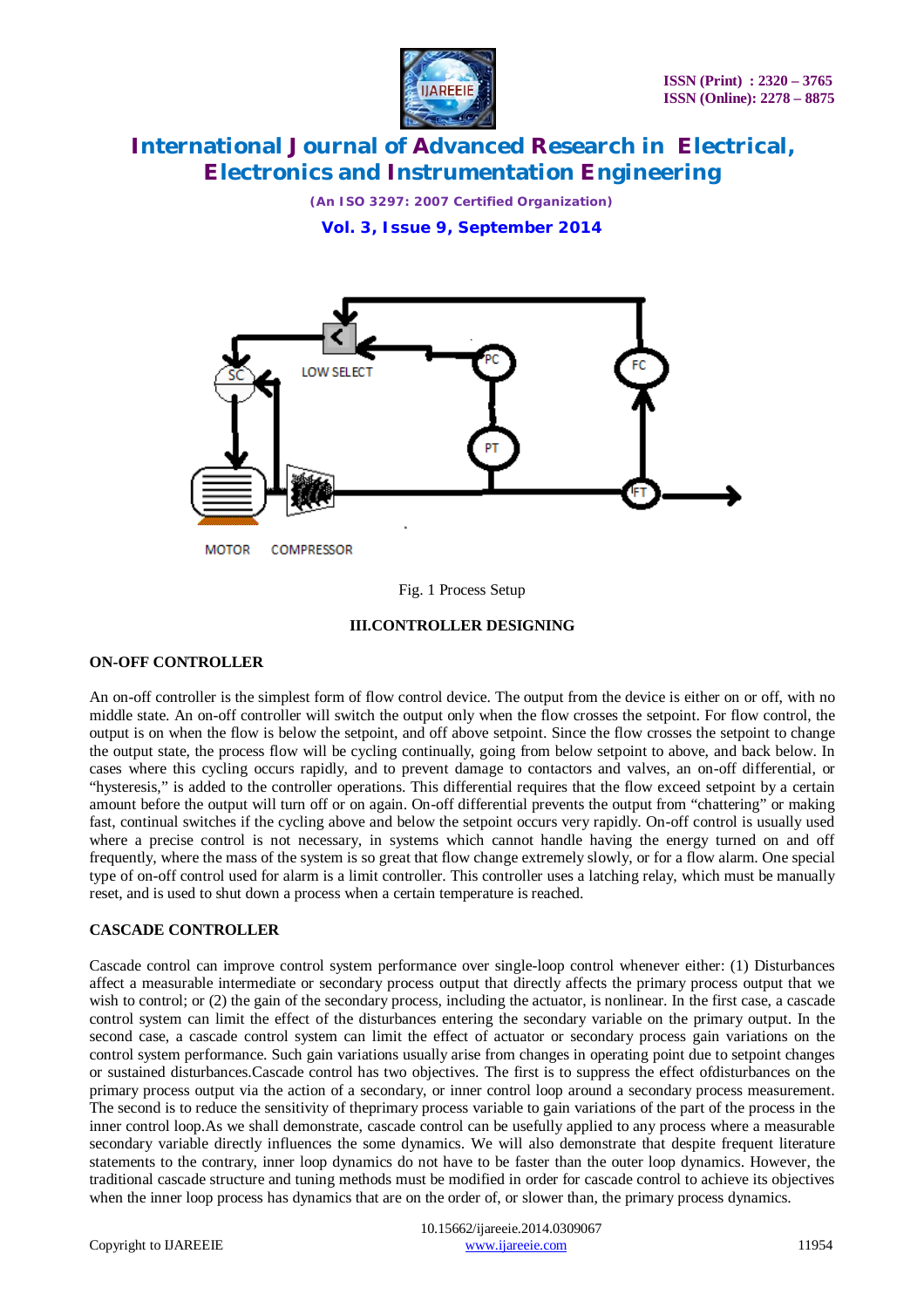Fig. 1 Process Setup

## III.CONTROLLER DESIGNING

### ON-OFF CONTROLLER

An on-off controller is the simplest form of flow control device. The output from the device is either on or off, with no middle state. An on-off controller will switch the output only when the flow crosses the setpoint. For flow control, the output is on when the flow is below the setpoint, and off above setpoint. Since the flow crosses the setpoint to change the output state, the process flow will be cycling continually, going from below setpoint to above, and back below. In cases where this cycling occurs rapidly, and to prevent damage to contactors and valves, an on-off differential, or "hysteresis," is added to the controller operations. This differential requires that the flow exceed setpoint by a certain amount before the output will turn off or on again. On-off differential prevents the output from "chattering" or making fast, continual switches if the cycling above and below the setpoint occurs very rapidly. On-off control is usually used where a precise control is not necessary, in systems which cannot handle having the energy turned on and off frequently, where the mass of the system is so great that flow change extremely slowly, or for a flow alarm. One special type of on-off control used for alarm is a limit controller. This controller uses a latching relay, which must be manually reset, and is used to shut down a process when a certain temperature is reached.

### CASCADE CONTROLLER

Cascade control can improve control system performance over single-loop control whenever either: (1) Disturbances affect a measurable intermediate or secondary process output that directly affects the primary process output that we wish to control; or (2) the gain of the secondary process, including the actuator, is nonlinear. In the first case, a cascade control system can limit the effect of the disturbances entering the secondary variable on the primary output. In the second case, a cascade control system can limit the effect of actuator or secondary process gain variations on the control system performance. Such gain variations usually arise from changes in operating point due to setpoint changes or sustained disturbances.Cascade control has two objectives. The first is to suppress the effect ofdisturbances on the primary process output via the action of a secondary, or inner control loop around a secondary process measurement. The second is to reduce the sensitivity of theprimary process variable to gain variations of the part of the process in the inner control loop.As we shall demonstrate, cascade control can be usefully applied to any process where a measurable secondary variable directly influences the some dynamics. We will also demonstrate that despite frequent literature statements to the contrary, inner loop dynamics do not have to be faster than the outer loop dynamics. However, the traditional cascade structure and tuning methods must be modified in order for cascade control to achieve its objectives when the inner loop process has dynamics that are on the order of, or slower than, the primary process dynamics.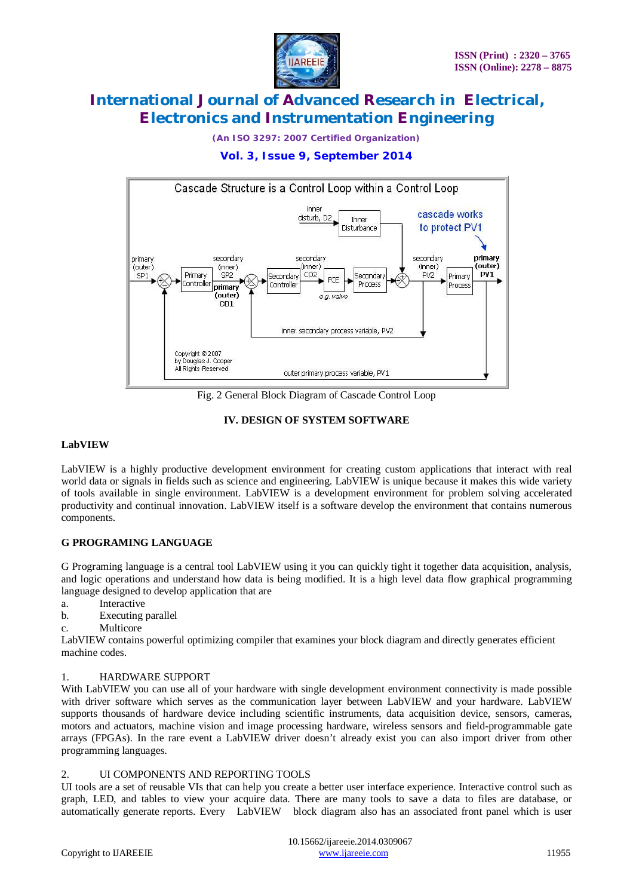Fig. 2 General Block Diagram of Cascade Control Loop

## IV. DESIGN OF SYSTEM SOFTWARE

### LabVIEW

LabVIEW is a highly productive development environment for creating custom applications that interact with real world data or signals in fields such as science and engineering. LabVIEW is unique because it makes this wide variety of tools available in single environment. LabVIEW is a development environment for problem solving accelerated productivity and continual innovation. LabVIEW itself is a software develop the environment that contains numerous components.

### G PROGRAMING LANGUAGE

G Programing language is a central tool LabVIEW using it you can quickly tight it together data acquisition, analysis, and logic operations and understand how data is being modified. It is a high level data flow graphical programming language designed to develop application that are

a. Interactive
b. Executing parallel
c. Multicore

LabVIEW contains powerful optimizing compiler that examines your block diagram and directly generates efficient machine codes.

1. HARDWARE SUPPORT

With LabVIEW you can use all of your hardware with single development environment connectivity is made possible with driver software which serves as the communication layer between LabVIEW and your hardware. LabVIEW supports thousands of hardware device including scientific instruments, data acquisition device, sensors, cameras, motors and actuators, machine vision and image processing hardware, wireless sensors and field-programmable gate arrays (FPGAs). In the rare event a LabVIEW driver doesn't already exist you can also import driver from other programming languages.

2. UI COMPONENTS AND REPORTING TOOLS

UI tools are a set of reusable VIs that can help you create a better user interface experience. Interactive control such as graph, LED, and tables to view your acquire data. There are many tools to save a data to files are database, or automatically generate reports. Every LabVIEW block diagram also has an associated front panel which is user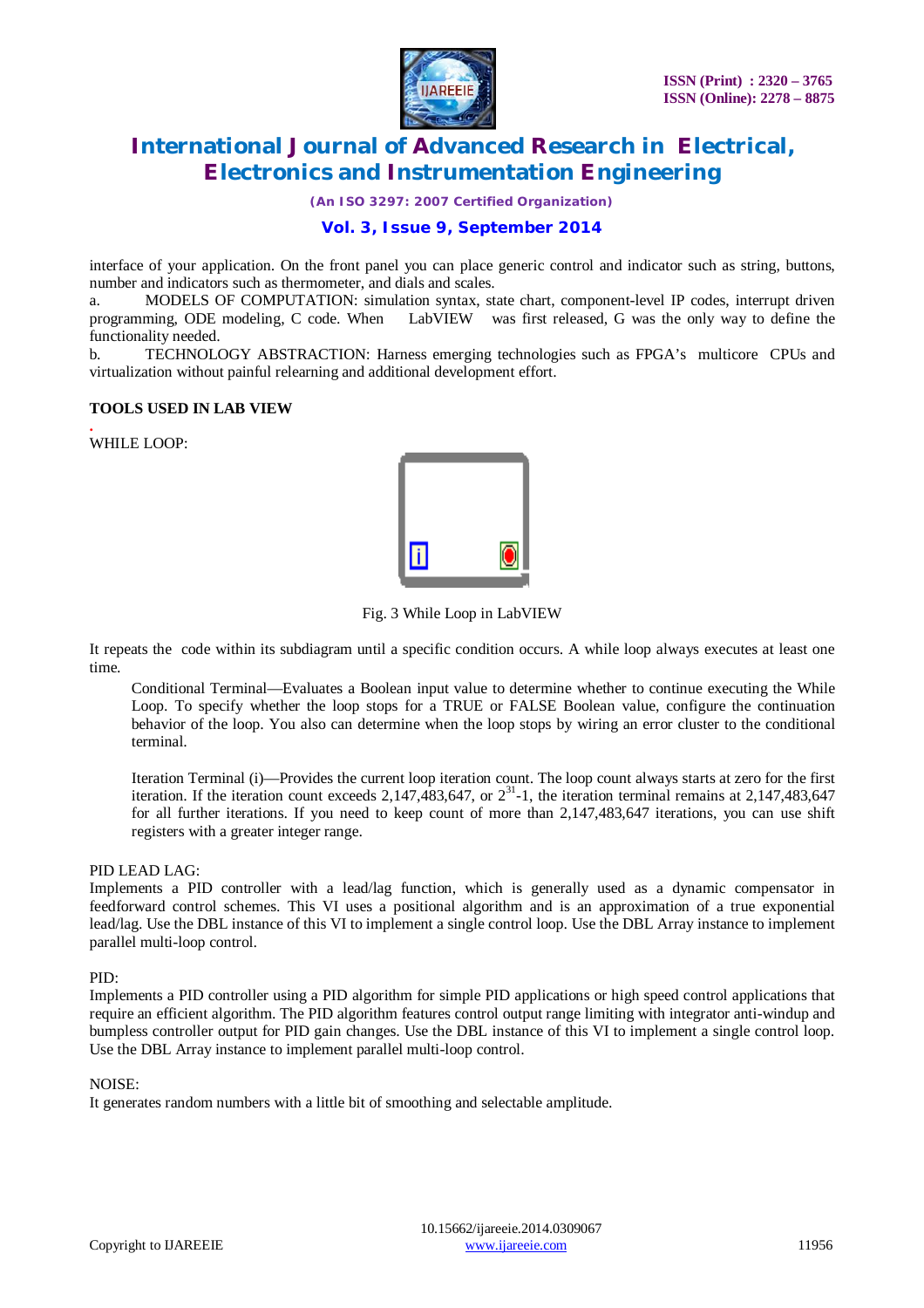interface of your application. On the front panel you can place generic control and indicator such as string, buttons, number and indicators such as thermometer, and dials and scales.

a. MODELS OF COMPUTATION: simulation syntax, state chart, component-level IP codes, interrupt driven programming, ODE modeling, C code. When LabVIEW was first released, G was the only way to define the functionality needed.

b. TECHNOLOGY ABSTRACTION: Harness emerging technologies such as FPGA's multicore CPUs and virtualization without painful relearning and additional development effort.

**TOOLS USED IN LAB VIEW**

WHILE LOOP:

Fig. 3 While Loop in LabVIEW

It repeats the code within its subdiagram until a specific condition occurs. A while loop always executes at least one time.

Conditional Terminal—Evaluates a Boolean input value to determine whether to continue executing the While Loop. To specify whether the loop stops for a TRUE or FALSE Boolean value, configure the continuation behavior of the loop. You also can determine when the loop stops by wiring an error cluster to the conditional terminal.

Iteration Terminal (i)—Provides the current loop iteration count. The loop count always starts at zero for the first iteration. If the iteration count exceeds 2,147,483,647, or $2^{31}$-1, the iteration terminal remains at 2,147,483,647 for all further iterations. If you need to keep count of more than 2,147,483,647 iterations, you can use shift registers with a greater integer range.

PID LEAD LAG:
Implements a PID controller with a lead/lag function, which is generally used as a dynamic compensator in feedforward control schemes. This VI uses a positional algorithm and is an approximation of a true exponential lead/lag. Use the DBL instance of this VI to implement a single control loop. Use the DBL Array instance to implement parallel multi-loop control.

PID:
Implements a PID controller using a PID algorithm for simple PID applications or high speed control applications that require an efficient algorithm. The PID algorithm features control output range limiting with integrator anti-windup and bumpless controller output for PID gain changes. Use the DBL instance of this VI to implement a single control loop. Use the DBL Array instance to implement parallel multi-loop control.

NOISE:
It generates random numbers with a little bit of smoothing and selectable amplitude.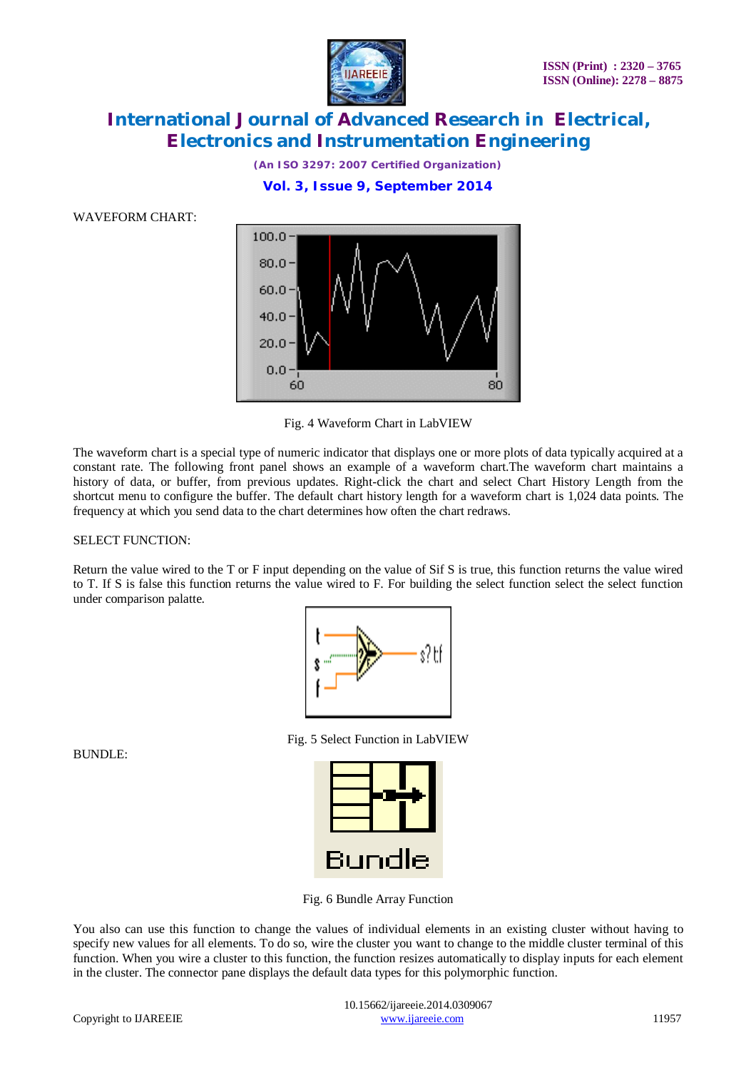WAVEFORM CHART:

Fig. 4 Waveform Chart in LabVIEW

The waveform chart is a special type of numeric indicator that displays one or more plots of data typically acquired at a constant rate. The following front panel shows an example of a waveform chart.The waveform chart maintains a history of data, or buffer, from previous updates. Right-click the chart and select Chart History Length from the shortcut menu to configure the buffer. The default chart history length for a waveform chart is 1,024 data points. The frequency at which you send data to the chart determines how often the chart redraws.

SELECT FUNCTION:

Return the value wired to the T or F input depending on the value of Sif S is true, this function returns the value wired to T. If S is false this function returns the value wired to F. For building the select function select the select function under comparison palatte.

Fig. 5 Select Function in LabVIEW

BUNDLE:

Fig. 6 Bundle Array Function

You also can use this function to change the values of individual elements in an existing cluster without having to specify new values for all elements. To do so, wire the cluster you want to change to the middle cluster terminal of this function. When you wire a cluster to this function, the function resizes automatically to display inputs for each element in the cluster. The connector pane displays the default data types for this polymorphic function.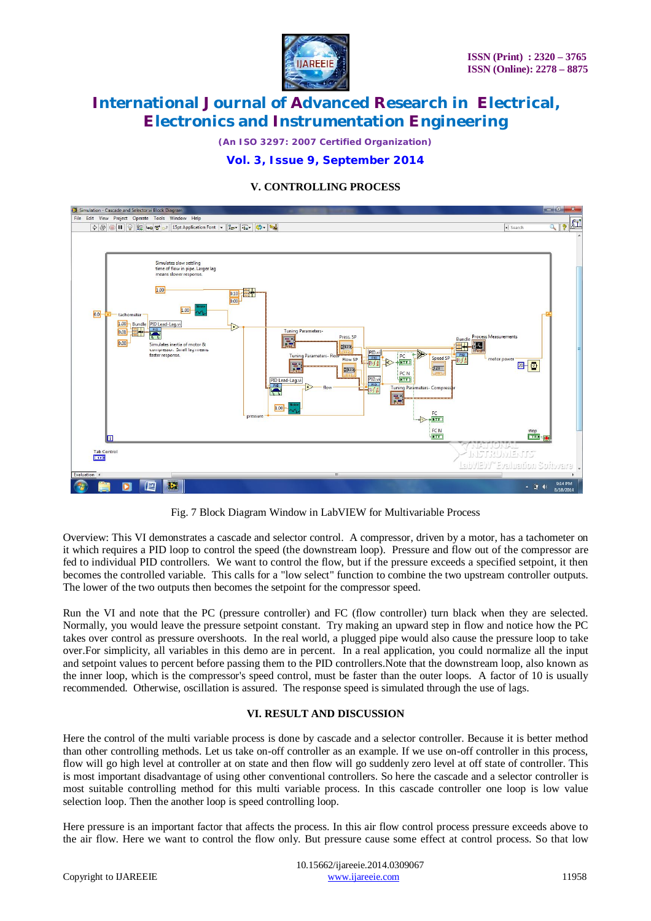## V. CONTROLLING PROCESS

Fig. 7 Block Diagram Window in LabVIEW for Multivariable Process

Overview: This VI demonstrates a cascade and selector control. A compressor, driven by a motor, has a tachometer on it which requires a PID loop to control the speed (the downstream loop). Pressure and flow out of the compressor are fed to individual PID controllers. We want to control the flow, but if the pressure exceeds a specified setpoint, it then becomes the controlled variable. This calls for a "low select" function to combine the two upstream controller outputs. The lower of the two outputs then becomes the setpoint for the compressor speed.

Run the VI and note that the PC (pressure controller) and FC (flow controller) turn black when they are selected. Normally, you would leave the pressure setpoint constant. Try making an upward step in flow and notice how the PC takes over control as pressure overshoots. In the real world, a plugged pipe would also cause the pressure loop to take over.For simplicity, all variables in this demo are in percent. In a real application, you could normalize all the input and setpoint values to percent before passing them to the PID controllers.Note that the downstream loop, also known as the inner loop, which is the compressor's speed control, must be faster than the outer loops. A factor of 10 is usually recommended. Otherwise, oscillation is assured. The response speed is simulated through the use of lags.

## VI. RESULT AND DISCUSSION

Here the control of the multi variable process is done by cascade and a selector controller. Because it is better method than other controlling methods. Let us take on-off controller as an example. If we use on-off controller in this process, flow will go high level at controller at on state and then flow will go suddenly zero level at off state of controller. This is most important disadvantage of using other conventional controllers. So here the cascade and a selector controller is most suitable controlling method for this multi variable process. In this cascade controller one loop is low value selection loop. Then the another loop is speed controlling loop.

Here pressure is an important factor that affects the process. In this air flow control process pressure exceeds above to the air flow. Here we want to control the flow only. But pressure cause some effect at control process. So that low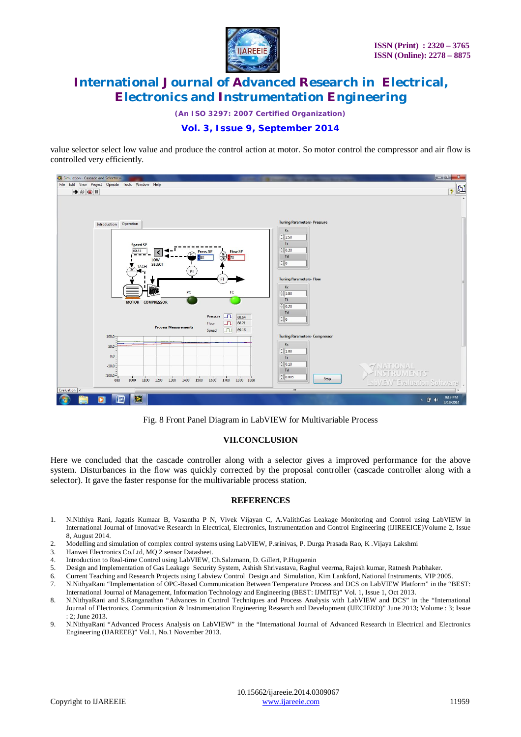value selector select low value and produce the control action at motor. So motor control the compressor and air flow is controlled very efficiently.

Fig. 8 Front Panel Diagram in LabVIEW for Multivariable Process

## VII.CONCLUSION

Here we concluded that the cascade controller along with a selector gives a improved performance for the above system. Disturbances in the flow was quickly corrected by the proposal controller (cascade controller along with a selector). It gave the faster response for the multivariable process station.

## REFERENCES

1. N.Nithiya Rani, Jagatis Kumaar B, Vasantha P N, Vivek Vijayan C, A.ValithGas Leakage Monitoring and Control using LabVIEW in International Journal of Innovative Research in Electrical, Electronics, Instrumentation and Control Engineering (IJIREEICE)Volume 2, Issue 8, August 2014.
2. Modelling and simulation of complex control systems using LabVIEW, P.srinivas, P. Durga Prasada Rao, K .Vijaya Lakshmi
3. Hanwei Electronics Co.Ltd, MQ 2 sensor Datasheet.
4. Introduction to Real-time Control using LabVIEW, Ch.Salzmann, D. Gillert, P.Huguenin
5. Design and Implementation of Gas Leakage Security System, Ashish Shrivastava, Raghul veerma, Rajesh kumar, Ratnesh Prabhaker.
6. Current Teaching and Research Projects using Labview Control Design and Simulation, Kim Lankford, National Instruments, VIP 2005.
7. N.NithyaRani "Implementation of OPC-Based Communication Between Temperature Process and DCS on LabVIEW Platform" in the "BEST: International Journal of Management, Information Technology and Engineering (BEST: IJMITE)" Vol. 1, Issue 1, Oct 2013.
8. N.NithyaRani and S.Ranganathan "Advances in Control Techniques and Process Analysis with LabVIEW and DCS" in the "International Journal of Electronics, Communication & Instrumentation Engineering Research and Development (IJECIERD)" June 2013; Volume : 3; Issue : 2; June 2013.
9. N.NithyaRani "Advanced Process Analysis on LabVIEW" in the "International Journal of Advanced Research in Electrical and Electronics Engineering (IJAREEE)" Vol.1, No.1 November 2013.